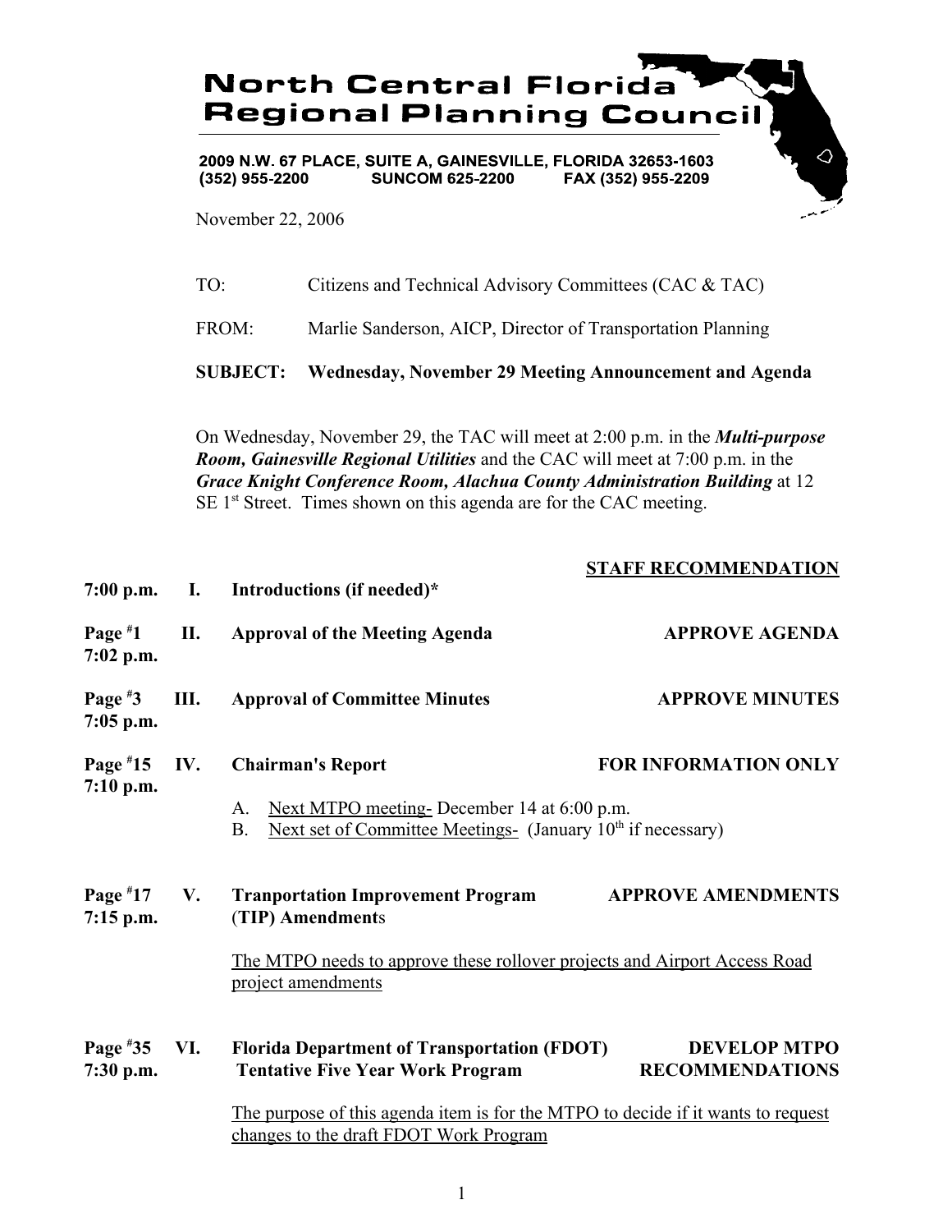# North Central Florida Regional Planning Council

**2009 N.W. 67 PLACE, SUITE A, GAINESVILLE, FLORIDA 32653-1603**
**(352) 955-2200 SUNCOM 625-2200 FAX (352) 955-2209**

November 22, 2006

TO: Citizens and Technical Advisory Committees (CAC & TAC)

FROM: Marlie Sanderson, AICP, Director of Transportation Planning

**SUBJECT: Wednesday, November 29 Meeting Announcement and Agenda**

On Wednesday, November 29, the TAC will meet at 2:00 p.m. in the ***Multi-purpose Room, Gainesville Regional Utilities*** and the CAC will meet at 7:00 p.m. in the ***Grace Knight Conference Room, Alachua County Administration Building*** at 12 SE 1st Street. Times shown on this agenda are for the CAC meeting.

| | | | **STAFF RECOMMENDATION** |
|---|---|---|---|
| **7:00 p.m.** | **I.** | **Introductions (if needed)*** | |
| **Page #1** **7:02 p.m.** | **II.** | **Approval of the Meeting Agenda** | **APPROVE AGENDA** |
| **Page #3** **7:05 p.m.** | **III.** | **Approval of Committee Minutes** | **APPROVE MINUTES** |
| **Page #15** **7:10 p.m.** | **IV.** | **Chairman's Report** | **FOR INFORMATION ONLY** |

A. Next MTPO meeting- December 14 at 6:00 p.m.
B. Next set of Committee Meetings- (January 10th if necessary)

| | | | |
|---|---|---|---|
| **Page #17** **7:15 p.m.** | **V.** | **Tranportation Improvement Program (TIP) Amendment**s | **APPROVE AMENDMENTS** |

The MTPO needs to approve these rollover projects and Airport Access Road project amendments

| | | | |
|---|---|---|---|
| **Page #35** **7:30 p.m.** | **VI.** | **Florida Department of Transportation (FDOT) Tentative Five Year Work Program** | **DEVELOP MTPO RECOMMENDATIONS** |

The purpose of this agenda item is for the MTPO to decide if it wants to request changes to the draft FDOT Work Program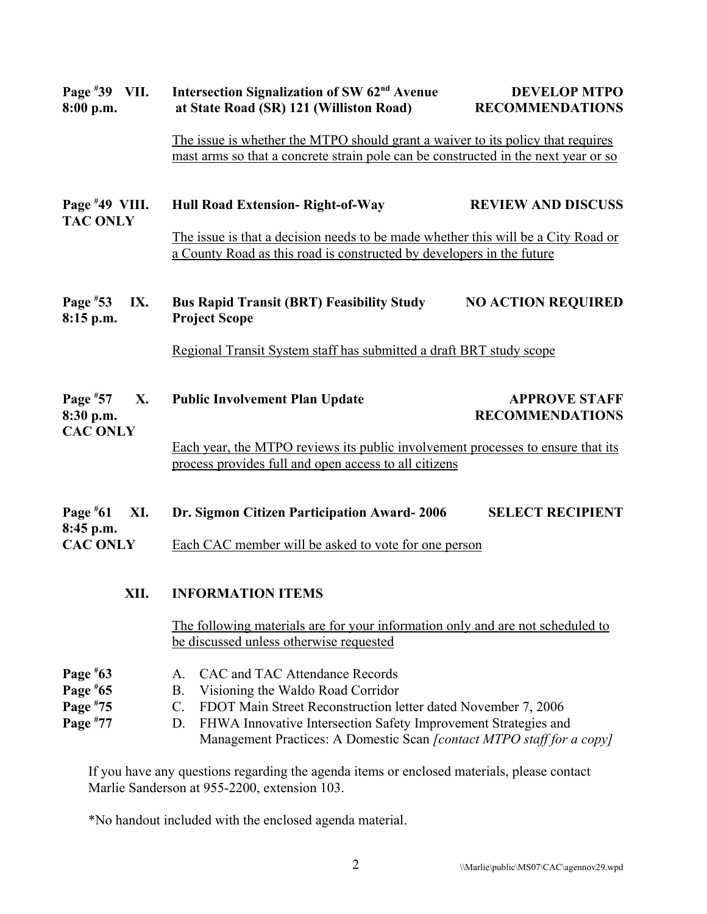**Page #39 VII.** **Intersection Signalization of SW 62nd Avenue at State Road (SR) 121 (Williston Road)** **DEVELOP MTPO RECOMMENDATIONS**
**8:00 p.m.**

The issue is whether the MTPO should grant a waiver to its policy that requires mast arms so that a concrete strain pole can be constructed in the next year or so

**Page #49 VIII.** **Hull Road Extension- Right-of-Way** **REVIEW AND DISCUSS**
**TAC ONLY**

The issue is that a decision needs to be made whether this will be a City Road or a County Road as this road is constructed by developers in the future

**Page #53 IX.** **Bus Rapid Transit (BRT) Feasibility Study Project Scope** **NO ACTION REQUIRED**
**8:15 p.m.**

Regional Transit System staff has submitted a draft BRT study scope

**Page #57 X.** **Public Involvement Plan Update** **APPROVE STAFF RECOMMENDATIONS**
**8:30 p.m.**
**CAC ONLY**

Each year, the MTPO reviews its public involvement processes to ensure that its process provides full and open access to all citizens

**Page #61 XI.** **Dr. Sigmon Citizen Participation Award- 2006** **SELECT RECIPIENT**
**8:45 p.m.**
**CAC ONLY**

Each CAC member will be asked to vote for one person

**XII. INFORMATION ITEMS**

The following materials are for your information only and are not scheduled to be discussed unless otherwise requested

**Page #63** A. CAC and TAC Attendance Records
**Page #65** B. Visioning the Waldo Road Corridor
**Page #75** C. FDOT Main Street Reconstruction letter dated November 7, 2006
**Page #77** D. FHWA Innovative Intersection Safety Improvement Strategies and Management Practices: A Domestic Scan *[contact MTPO staff for a copy]*

If you have any questions regarding the agenda items or enclosed materials, please contact Marlie Sanderson at 955-2200, extension 103.

*No handout included with the enclosed agenda material.

\\Marlie\public\MS07\CAC\agennov29.wpd